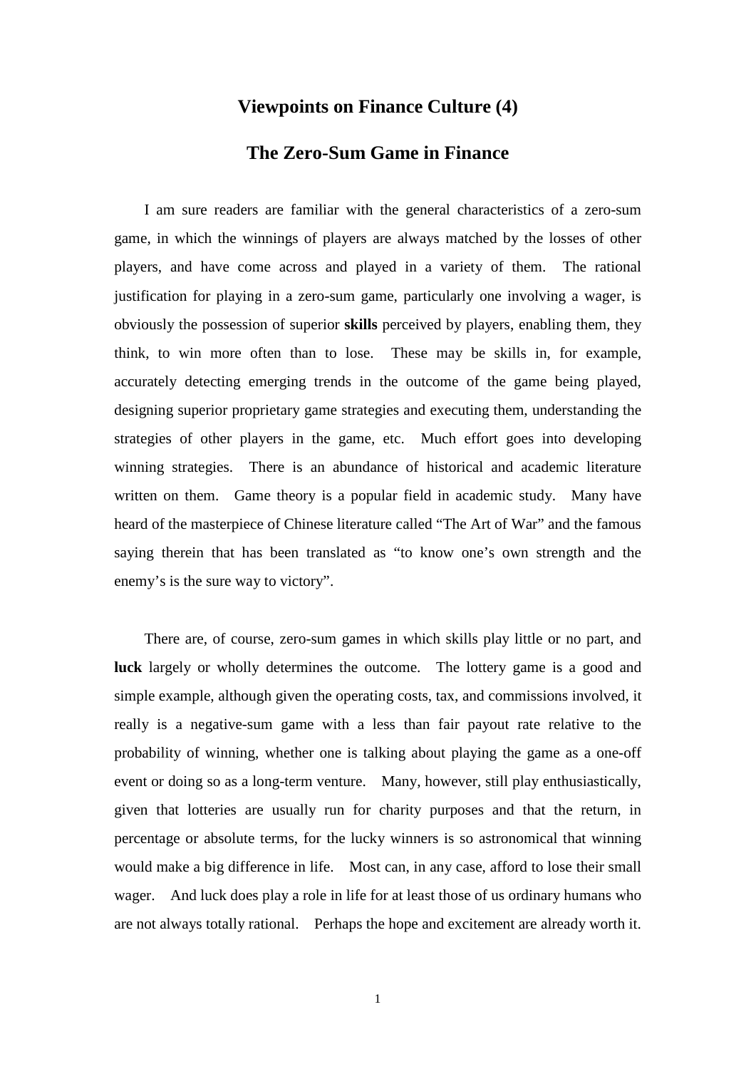# Viewpoints on Finance Culture (4)

## The Zero-Sum Game in Finance

I am sure readers are familiar with the general characteristics of a zero-sum game, in which the winnings of players are always matched by the losses of other players, and have come across and played in a variety of them. The rational justification for playing in a zero-sum game, particularly one involving a wager, is obviously the possession of superior **skills** perceived by players, enabling them, they think, to win more often than to lose. These may be skills in, for example, accurately detecting emerging trends in the outcome of the game being played, designing superior proprietary game strategies and executing them, understanding the strategies of other players in the game, etc. Much effort goes into developing winning strategies. There is an abundance of historical and academic literature written on them. Game theory is a popular field in academic study. Many have heard of the masterpiece of Chinese literature called "The Art of War" and the famous saying therein that has been translated as "to know one's own strength and the enemy's is the sure way to victory".

There are, of course, zero-sum games in which skills play little or no part, and **luck** largely or wholly determines the outcome. The lottery game is a good and simple example, although given the operating costs, tax, and commissions involved, it really is a negative-sum game with a less than fair payout rate relative to the probability of winning, whether one is talking about playing the game as a one-off event or doing so as a long-term venture. Many, however, still play enthusiastically, given that lotteries are usually run for charity purposes and that the return, in percentage or absolute terms, for the lucky winners is so astronomical that winning would make a big difference in life. Most can, in any case, afford to lose their small wager. And luck does play a role in life for at least those of us ordinary humans who are not always totally rational. Perhaps the hope and excitement are already worth it.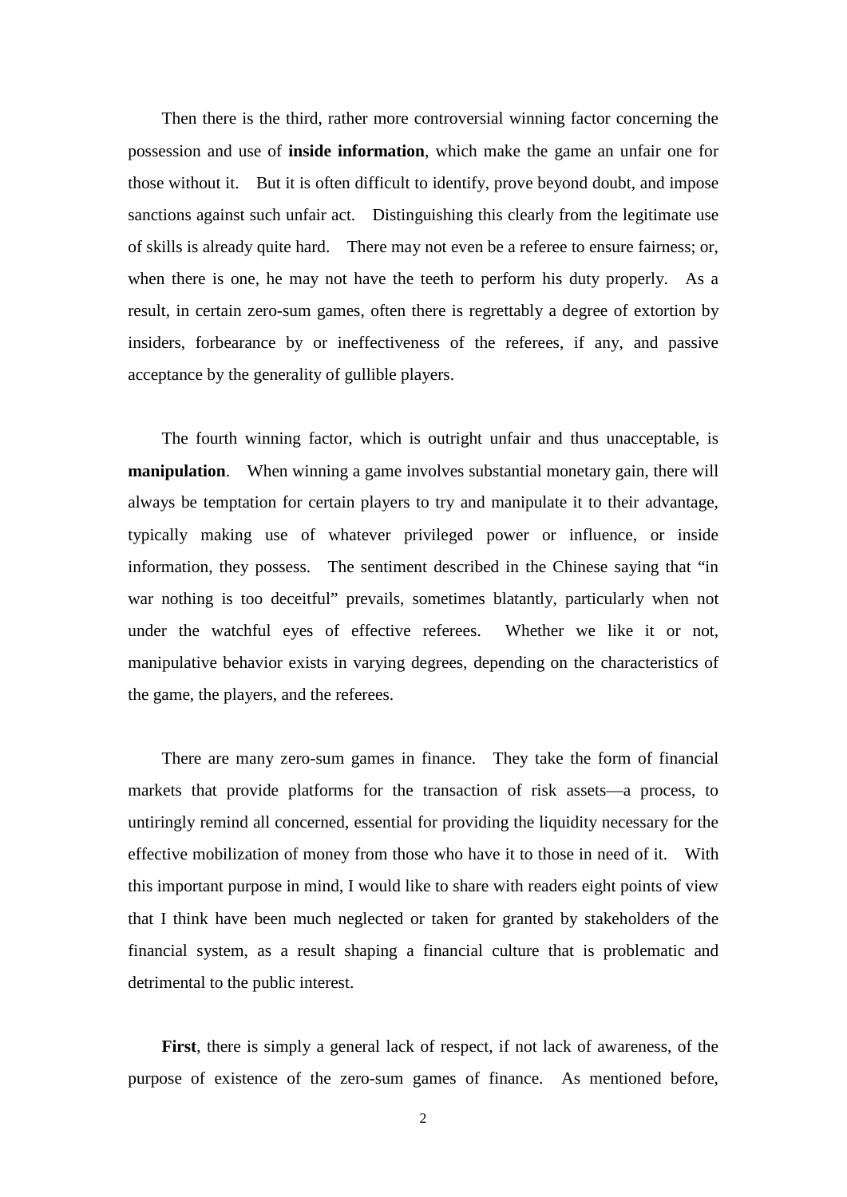Then there is the third, rather more controversial winning factor concerning the possession and use of **inside information**, which make the game an unfair one for those without it. But it is often difficult to identify, prove beyond doubt, and impose sanctions against such unfair act. Distinguishing this clearly from the legitimate use of skills is already quite hard. There may not even be a referee to ensure fairness; or, when there is one, he may not have the teeth to perform his duty properly. As a result, in certain zero-sum games, often there is regrettably a degree of extortion by insiders, forbearance by or ineffectiveness of the referees, if any, and passive acceptance by the generality of gullible players.

The fourth winning factor, which is outright unfair and thus unacceptable, is **manipulation**. When winning a game involves substantial monetary gain, there will always be temptation for certain players to try and manipulate it to their advantage, typically making use of whatever privileged power or influence, or inside information, they possess. The sentiment described in the Chinese saying that "in war nothing is too deceitful" prevails, sometimes blatantly, particularly when not under the watchful eyes of effective referees. Whether we like it or not, manipulative behavior exists in varying degrees, depending on the characteristics of the game, the players, and the referees.

There are many zero-sum games in finance. They take the form of financial markets that provide platforms for the transaction of risk assets—a process, to untiringly remind all concerned, essential for providing the liquidity necessary for the effective mobilization of money from those who have it to those in need of it. With this important purpose in mind, I would like to share with readers eight points of view that I think have been much neglected or taken for granted by stakeholders of the financial system, as a result shaping a financial culture that is problematic and detrimental to the public interest.

**First**, there is simply a general lack of respect, if not lack of awareness, of the purpose of existence of the zero-sum games of finance. As mentioned before,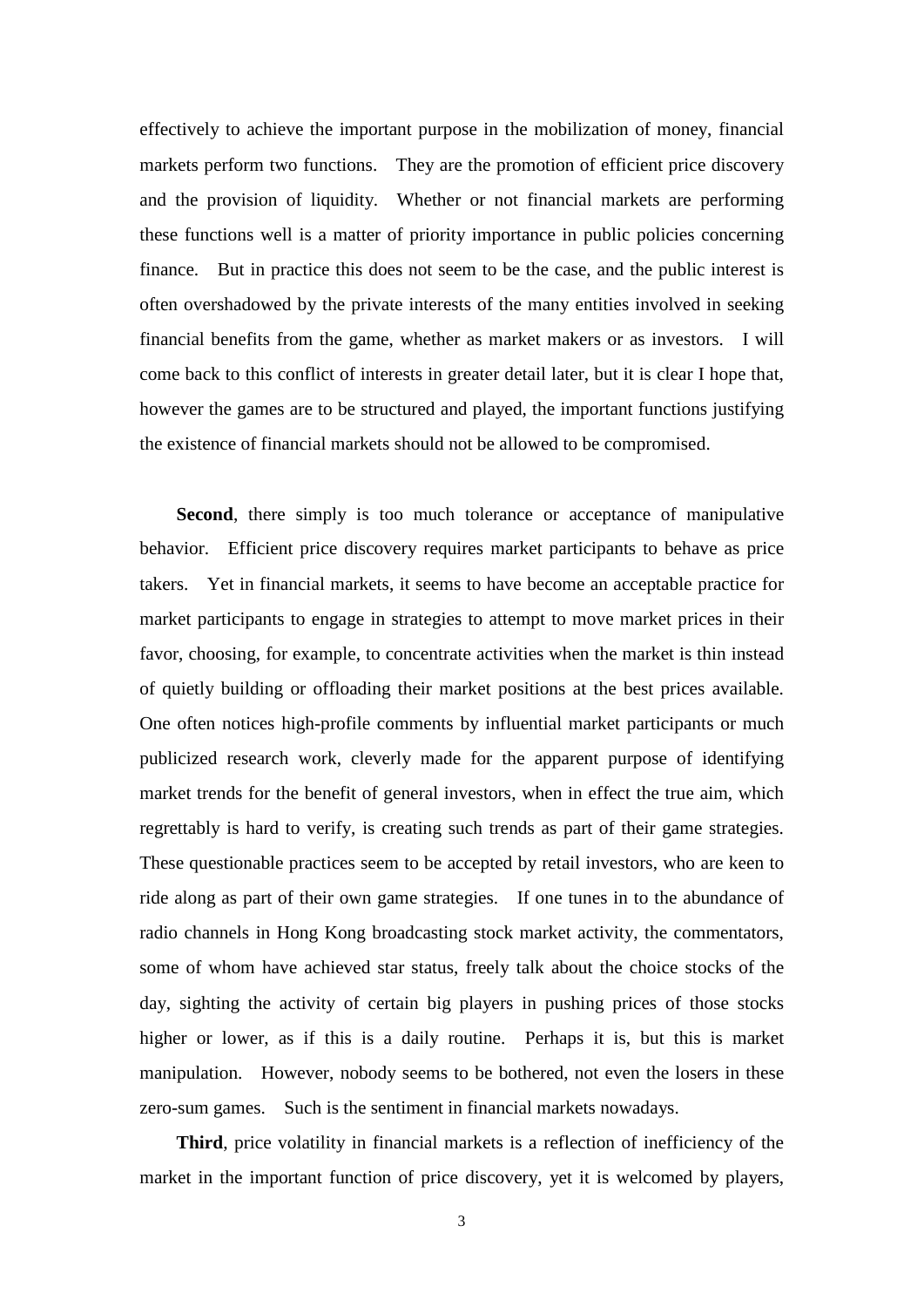effectively to achieve the important purpose in the mobilization of money, financial markets perform two functions. They are the promotion of efficient price discovery and the provision of liquidity. Whether or not financial markets are performing these functions well is a matter of priority importance in public policies concerning finance. But in practice this does not seem to be the case, and the public interest is often overshadowed by the private interests of the many entities involved in seeking financial benefits from the game, whether as market makers or as investors. I will come back to this conflict of interests in greater detail later, but it is clear I hope that, however the games are to be structured and played, the important functions justifying the existence of financial markets should not be allowed to be compromised.

**Second**, there simply is too much tolerance or acceptance of manipulative behavior. Efficient price discovery requires market participants to behave as price takers. Yet in financial markets, it seems to have become an acceptable practice for market participants to engage in strategies to attempt to move market prices in their favor, choosing, for example, to concentrate activities when the market is thin instead of quietly building or offloading their market positions at the best prices available. One often notices high-profile comments by influential market participants or much publicized research work, cleverly made for the apparent purpose of identifying market trends for the benefit of general investors, when in effect the true aim, which regrettably is hard to verify, is creating such trends as part of their game strategies. These questionable practices seem to be accepted by retail investors, who are keen to ride along as part of their own game strategies. If one tunes in to the abundance of radio channels in Hong Kong broadcasting stock market activity, the commentators, some of whom have achieved star status, freely talk about the choice stocks of the day, sighting the activity of certain big players in pushing prices of those stocks higher or lower, as if this is a daily routine. Perhaps it is, but this is market manipulation. However, nobody seems to be bothered, not even the losers in these zero-sum games. Such is the sentiment in financial markets nowadays.

**Third**, price volatility in financial markets is a reflection of inefficiency of the market in the important function of price discovery, yet it is welcomed by players,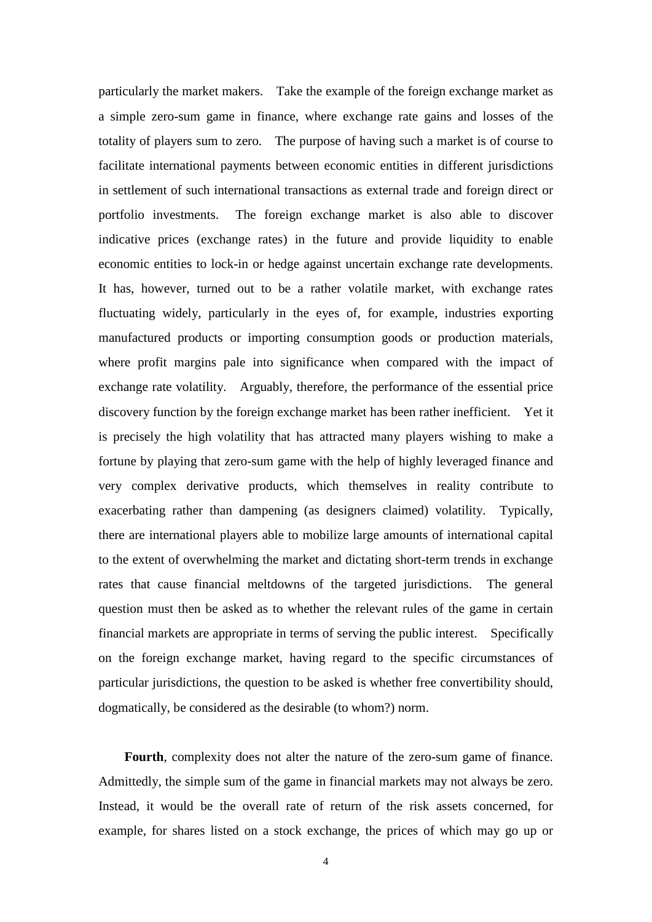particularly the market makers. Take the example of the foreign exchange market as a simple zero-sum game in finance, where exchange rate gains and losses of the totality of players sum to zero. The purpose of having such a market is of course to facilitate international payments between economic entities in different jurisdictions in settlement of such international transactions as external trade and foreign direct or portfolio investments. The foreign exchange market is also able to discover indicative prices (exchange rates) in the future and provide liquidity to enable economic entities to lock-in or hedge against uncertain exchange rate developments. It has, however, turned out to be a rather volatile market, with exchange rates fluctuating widely, particularly in the eyes of, for example, industries exporting manufactured products or importing consumption goods or production materials, where profit margins pale into significance when compared with the impact of exchange rate volatility. Arguably, therefore, the performance of the essential price discovery function by the foreign exchange market has been rather inefficient. Yet it is precisely the high volatility that has attracted many players wishing to make a fortune by playing that zero-sum game with the help of highly leveraged finance and very complex derivative products, which themselves in reality contribute to exacerbating rather than dampening (as designers claimed) volatility. Typically, there are international players able to mobilize large amounts of international capital to the extent of overwhelming the market and dictating short-term trends in exchange rates that cause financial meltdowns of the targeted jurisdictions. The general question must then be asked as to whether the relevant rules of the game in certain financial markets are appropriate in terms of serving the public interest. Specifically on the foreign exchange market, having regard to the specific circumstances of particular jurisdictions, the question to be asked is whether free convertibility should, dogmatically, be considered as the desirable (to whom?) norm.

**Fourth**, complexity does not alter the nature of the zero-sum game of finance. Admittedly, the simple sum of the game in financial markets may not always be zero. Instead, it would be the overall rate of return of the risk assets concerned, for example, for shares listed on a stock exchange, the prices of which may go up or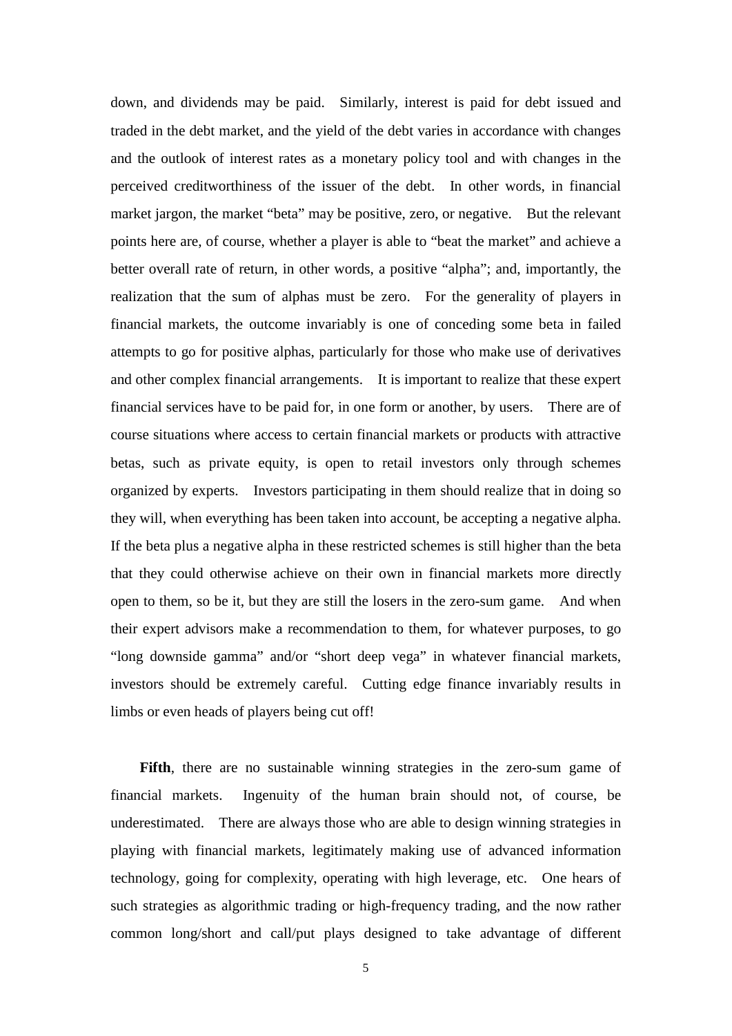down, and dividends may be paid. Similarly, interest is paid for debt issued and traded in the debt market, and the yield of the debt varies in accordance with changes and the outlook of interest rates as a monetary policy tool and with changes in the perceived creditworthiness of the issuer of the debt. In other words, in financial market jargon, the market "beta" may be positive, zero, or negative. But the relevant points here are, of course, whether a player is able to "beat the market" and achieve a better overall rate of return, in other words, a positive "alpha"; and, importantly, the realization that the sum of alphas must be zero. For the generality of players in financial markets, the outcome invariably is one of conceding some beta in failed attempts to go for positive alphas, particularly for those who make use of derivatives and other complex financial arrangements. It is important to realize that these expert financial services have to be paid for, in one form or another, by users. There are of course situations where access to certain financial markets or products with attractive betas, such as private equity, is open to retail investors only through schemes organized by experts. Investors participating in them should realize that in doing so they will, when everything has been taken into account, be accepting a negative alpha. If the beta plus a negative alpha in these restricted schemes is still higher than the beta that they could otherwise achieve on their own in financial markets more directly open to them, so be it, but they are still the losers in the zero-sum game. And when their expert advisors make a recommendation to them, for whatever purposes, to go "long downside gamma" and/or "short deep vega" in whatever financial markets, investors should be extremely careful. Cutting edge finance invariably results in limbs or even heads of players being cut off!

**Fifth**, there are no sustainable winning strategies in the zero-sum game of financial markets. Ingenuity of the human brain should not, of course, be underestimated. There are always those who are able to design winning strategies in playing with financial markets, legitimately making use of advanced information technology, going for complexity, operating with high leverage, etc. One hears of such strategies as algorithmic trading or high-frequency trading, and the now rather common long/short and call/put plays designed to take advantage of different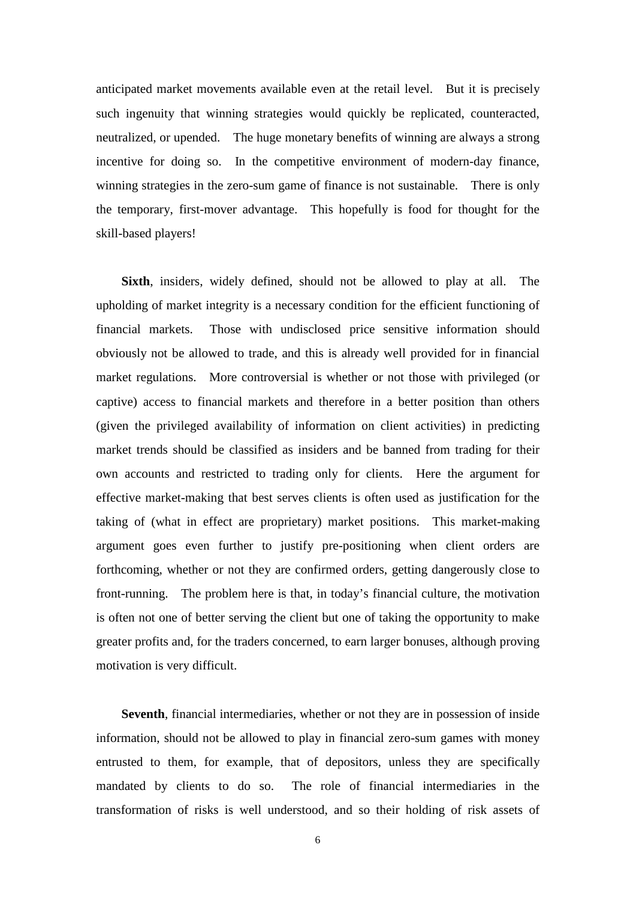anticipated market movements available even at the retail level. But it is precisely such ingenuity that winning strategies would quickly be replicated, counteracted, neutralized, or upended. The huge monetary benefits of winning are always a strong incentive for doing so. In the competitive environment of modern-day finance, winning strategies in the zero-sum game of finance is not sustainable. There is only the temporary, first-mover advantage. This hopefully is food for thought for the skill-based players!

**Sixth**, insiders, widely defined, should not be allowed to play at all. The upholding of market integrity is a necessary condition for the efficient functioning of financial markets. Those with undisclosed price sensitive information should obviously not be allowed to trade, and this is already well provided for in financial market regulations. More controversial is whether or not those with privileged (or captive) access to financial markets and therefore in a better position than others (given the privileged availability of information on client activities) in predicting market trends should be classified as insiders and be banned from trading for their own accounts and restricted to trading only for clients. Here the argument for effective market-making that best serves clients is often used as justification for the taking of (what in effect are proprietary) market positions. This market-making argument goes even further to justify pre-positioning when client orders are forthcoming, whether or not they are confirmed orders, getting dangerously close to front-running. The problem here is that, in today's financial culture, the motivation is often not one of better serving the client but one of taking the opportunity to make greater profits and, for the traders concerned, to earn larger bonuses, although proving motivation is very difficult.

**Seventh**, financial intermediaries, whether or not they are in possession of inside information, should not be allowed to play in financial zero-sum games with money entrusted to them, for example, that of depositors, unless they are specifically mandated by clients to do so. The role of financial intermediaries in the transformation of risks is well understood, and so their holding of risk assets of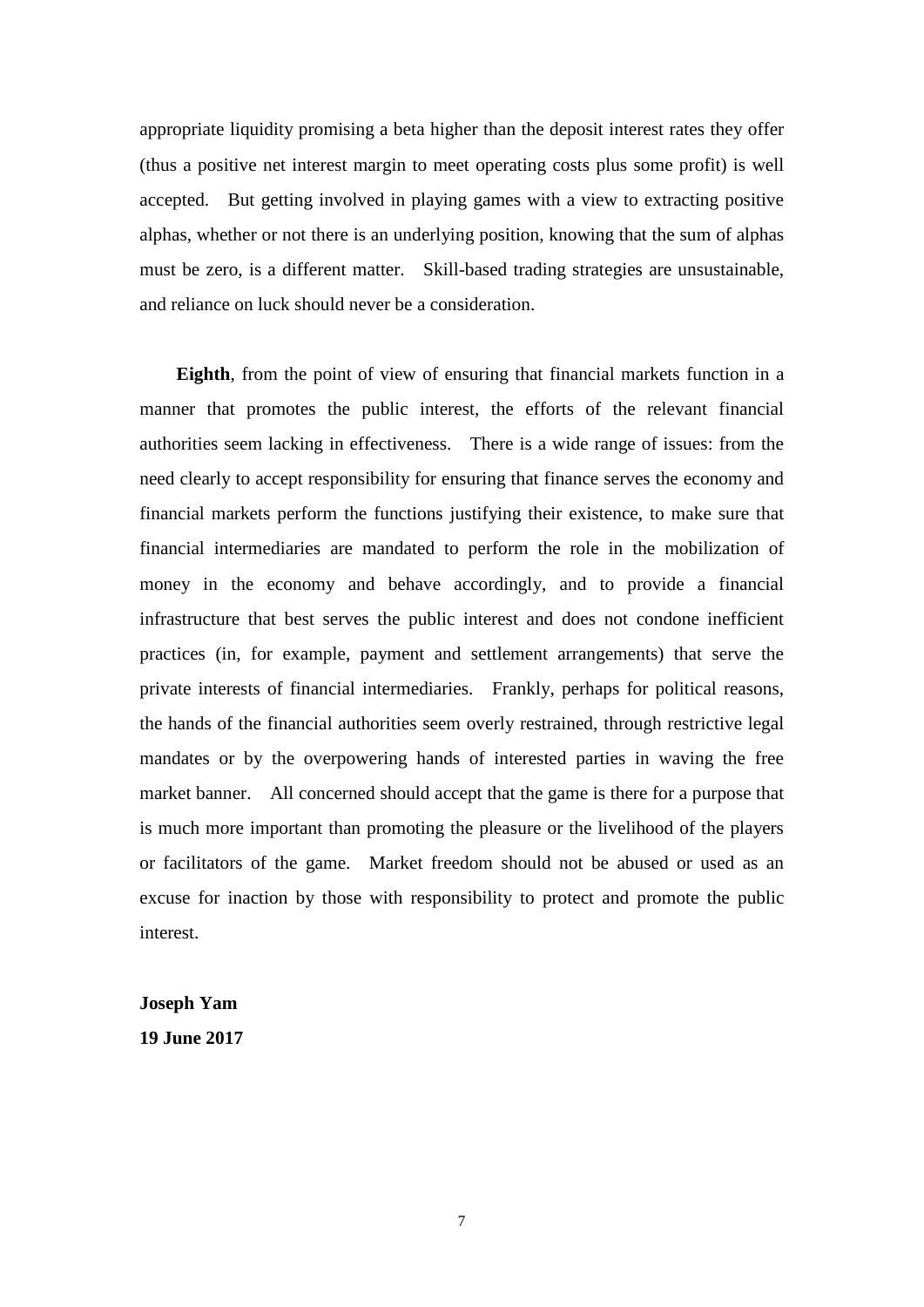appropriate liquidity promising a beta higher than the deposit interest rates they offer (thus a positive net interest margin to meet operating costs plus some profit) is well accepted. But getting involved in playing games with a view to extracting positive alphas, whether or not there is an underlying position, knowing that the sum of alphas must be zero, is a different matter. Skill-based trading strategies are unsustainable, and reliance on luck should never be a consideration.

**Eighth**, from the point of view of ensuring that financial markets function in a manner that promotes the public interest, the efforts of the relevant financial authorities seem lacking in effectiveness. There is a wide range of issues: from the need clearly to accept responsibility for ensuring that finance serves the economy and financial markets perform the functions justifying their existence, to make sure that financial intermediaries are mandated to perform the role in the mobilization of money in the economy and behave accordingly, and to provide a financial infrastructure that best serves the public interest and does not condone inefficient practices (in, for example, payment and settlement arrangements) that serve the private interests of financial intermediaries. Frankly, perhaps for political reasons, the hands of the financial authorities seem overly restrained, through restrictive legal mandates or by the overpowering hands of interested parties in waving the free market banner. All concerned should accept that the game is there for a purpose that is much more important than promoting the pleasure or the livelihood of the players or facilitators of the game. Market freedom should not be abused or used as an excuse for inaction by those with responsibility to protect and promote the public interest.

**Joseph Yam**
**19 June 2017**